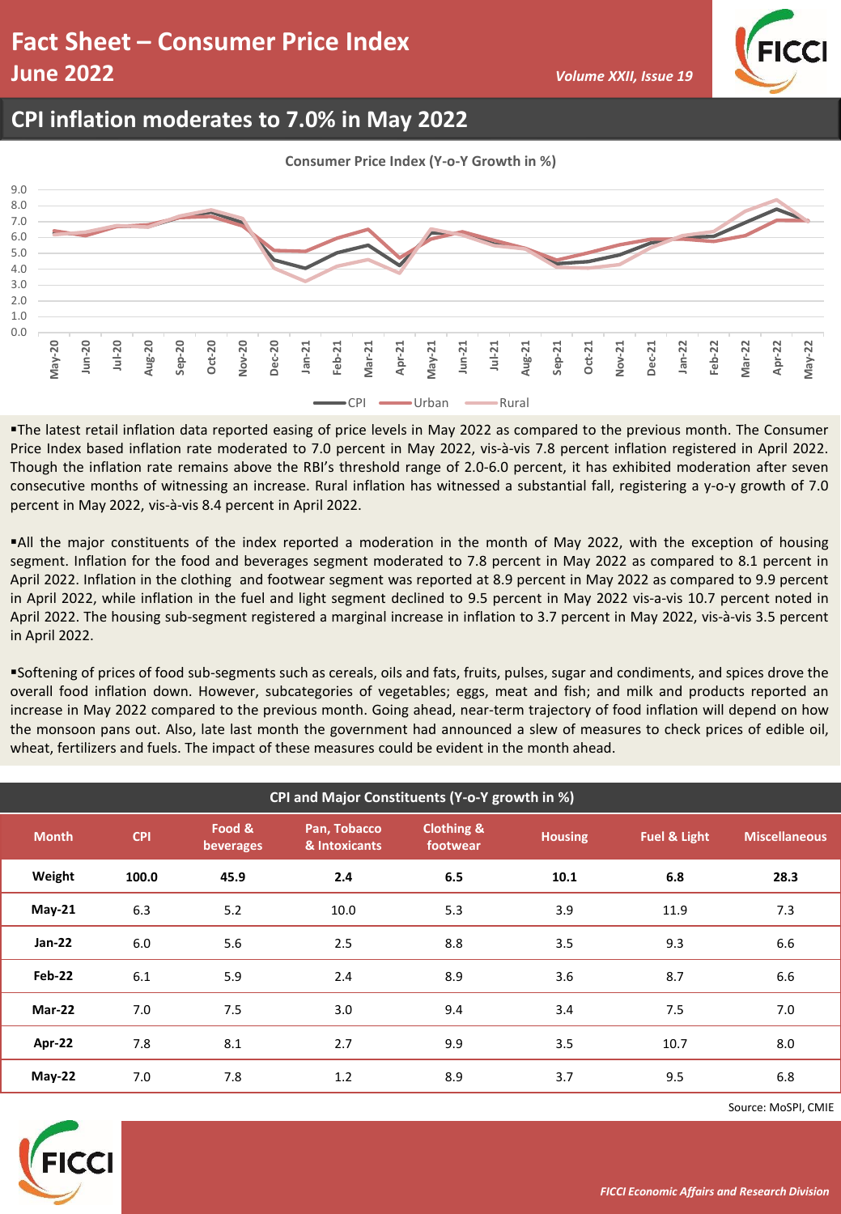# Fact Sheet – Consumer Price Index
## June 2022

*Volume XXII, Issue 19*

## CPI inflation moderates to 7.0% in May 2022

Consumer Price Index (Y-o-Y Growth in %)

- The latest retail inflation data reported easing of price levels in May 2022 as compared to the previous month. The Consumer Price Index based inflation rate moderated to 7.0 percent in May 2022, vis-à-vis 7.8 percent inflation registered in April 2022. Though the inflation rate remains above the RBI's threshold range of 2.0-6.0 percent, it has exhibited moderation after seven consecutive months of witnessing an increase. Rural inflation has witnessed a substantial fall, registering a y-o-y growth of 7.0 percent in May 2022, vis-à-vis 8.4 percent in April 2022.

- All the major constituents of the index reported a moderation in the month of May 2022, with the exception of housing segment. Inflation for the food and beverages segment moderated to 7.8 percent in May 2022 as compared to 8.1 percent in April 2022. Inflation in the clothing and footwear segment was reported at 8.9 percent in May 2022 as compared to 9.9 percent in April 2022, while inflation in the fuel and light segment declined to 9.5 percent in May 2022 vis-a-vis 10.7 percent noted in April 2022. The housing sub-segment registered a marginal increase in inflation to 3.7 percent in May 2022, vis-à-vis 3.5 percent in April 2022.

- Softening of prices of food sub-segments such as cereals, oils and fats, fruits, pulses, sugar and condiments, and spices drove the overall food inflation down. However, subcategories of vegetables; eggs, meat and fish; and milk and products reported an increase in May 2022 compared to the previous month. Going ahead, near-term trajectory of food inflation will depend on how the monsoon pans out. Also, late last month the government had announced a slew of measures to check prices of edible oil, wheat, fertilizers and fuels. The impact of these measures could be evident in the month ahead.

**CPI and Major Constituents (Y-o-Y growth in %)**

| Month | CPI | Food & beverages | Pan, Tobacco & Intoxicants | Clothing & footwear | Housing | Fuel & Light | Miscellaneous |
|---|---|---|---|---|---|---|---|
| **Weight** | **100.0** | **45.9** | **2.4** | **6.5** | **10.1** | **6.8** | **28.3** |
| **May-21** | 6.3 | 5.2 | 10.0 | 5.3 | 3.9 | 11.9 | 7.3 |
| **Jan-22** | 6.0 | 5.6 | 2.5 | 8.8 | 3.5 | 9.3 | 6.6 |
| **Feb-22** | 6.1 | 5.9 | 2.4 | 8.9 | 3.6 | 8.7 | 6.6 |
| **Mar-22** | 7.0 | 7.5 | 3.0 | 9.4 | 3.4 | 7.5 | 7.0 |
| **Apr-22** | 7.8 | 8.1 | 2.7 | 9.9 | 3.5 | 10.7 | 8.0 |
| **May-22** | 7.0 | 7.8 | 1.2 | 8.9 | 3.7 | 9.5 | 6.8 |

Source: MoSPI, CMIE

*FICCI Economic Affairs and Research Division*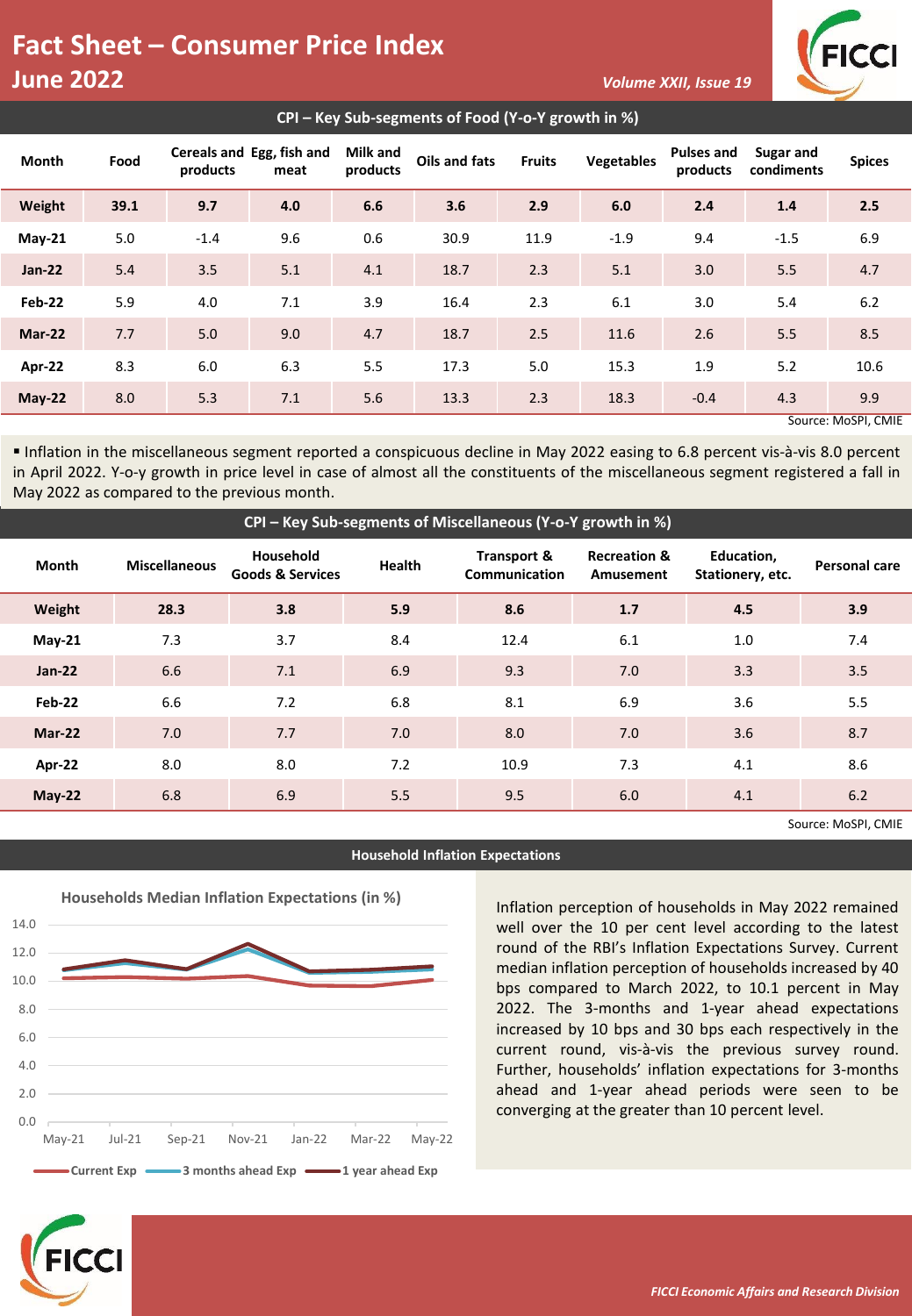# Fact Sheet – Consumer Price Index
## June 2022

### CPI – Key Sub-segments of Food (Y-o-Y growth in %)

| Month | Food | Cereals and products | Egg, fish and meat | Milk and products | Oils and fats | Fruits | Vegetables | Pulses and products | Sugar and condiments | Spices |
|---|---|---|---|---|---|---|---|---|---|---|
| **Weight** | **39.1** | **9.7** | **4.0** | **6.6** | **3.6** | **2.9** | **6.0** | **2.4** | **1.4** | **2.5** |
| **May-21** | 5.0 | -1.4 | 9.6 | 0.6 | 30.9 | 11.9 | -1.9 | 9.4 | -1.5 | 6.9 |
| **Jan-22** | 5.4 | 3.5 | 5.1 | 4.1 | 18.7 | 2.3 | 5.1 | 3.0 | 5.5 | 4.7 |
| **Feb-22** | 5.9 | 4.0 | 7.1 | 3.9 | 16.4 | 2.3 | 6.1 | 3.0 | 5.4 | 6.2 |
| **Mar-22** | 7.7 | 5.0 | 9.0 | 4.7 | 18.7 | 2.5 | 11.6 | 2.6 | 5.5 | 8.5 |
| **Apr-22** | 8.3 | 6.0 | 6.3 | 5.5 | 17.3 | 5.0 | 15.3 | 1.9 | 5.2 | 10.6 |
| **May-22** | 8.0 | 5.3 | 7.1 | 5.6 | 13.3 | 2.3 | 18.3 | -0.4 | 4.3 | 9.9 |

Source: MoSPI, CMIE

- Inflation in the miscellaneous segment reported a conspicuous decline in May 2022 easing to 6.8 percent vis-à-vis 8.0 percent in April 2022. Y-o-y growth in price level in case of almost all the constituents of the miscellaneous segment registered a fall in May 2022 as compared to the previous month.

### CPI – Key Sub-segments of Miscellaneous (Y-o-Y growth in %)

| Month | Miscellaneous | Household Goods & Services | Health | Transport & Communication | Recreation & Amusement | Education, Stationery, etc. | Personal care |
|---|---|---|---|---|---|---|---|
| **Weight** | **28.3** | **3.8** | **5.9** | **8.6** | **1.7** | **4.5** | **3.9** |
| **May-21** | 7.3 | 3.7 | 8.4 | 12.4 | 6.1 | 1.0 | 7.4 |
| **Jan-22** | 6.6 | 7.1 | 6.9 | 9.3 | 7.0 | 3.3 | 3.5 |
| **Feb-22** | 6.6 | 7.2 | 6.8 | 8.1 | 6.9 | 3.6 | 5.5 |
| **Mar-22** | 7.0 | 7.7 | 7.0 | 8.0 | 7.0 | 3.6 | 8.7 |
| **Apr-22** | 8.0 | 8.0 | 7.2 | 10.9 | 7.3 | 4.1 | 8.6 |
| **May-22** | 6.8 | 6.9 | 5.5 | 9.5 | 6.0 | 4.1 | 6.2 |

Source: MoSPI, CMIE

### Household Inflation Expectations

Households Median Inflation Expectations (in %)

Inflation perception of households in May 2022 remained well over the 10 per cent level according to the latest round of the RBI's Inflation Expectations Survey. Current median inflation perception of households increased by 40 bps compared to March 2022, to 10.1 percent in May 2022. The 3-months and 1-year ahead expectations increased by 10 bps and 30 bps each respectively in the current round, vis-à-vis the previous survey round. Further, households' inflation expectations for 3-months ahead and 1-year ahead periods were seen to be converging at the greater than 10 percent level.

*FICCI Economic Affairs and Research Division*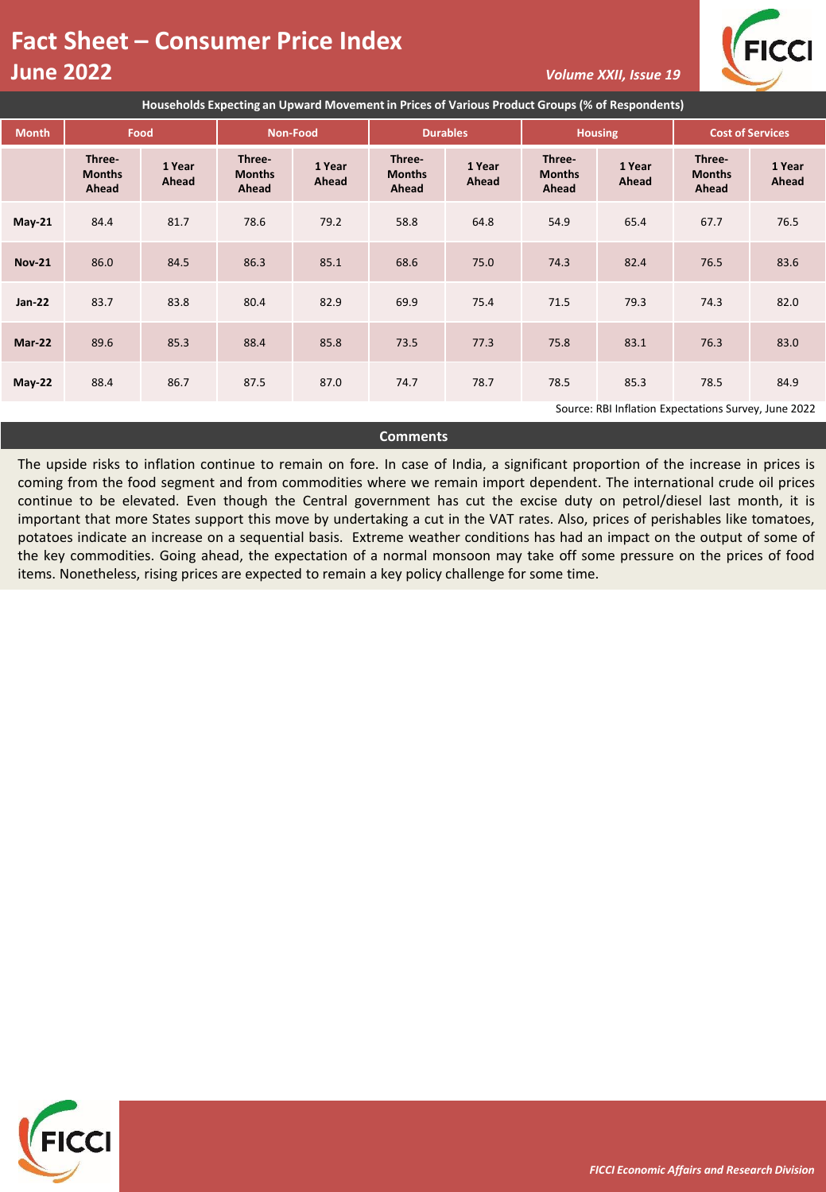# Fact Sheet – Consumer Price Index

## June 2022

**Households Expecting an Upward Movement in Prices of Various Product Groups (% of Respondents)**

| Month | Food | | Non-Food | | Durables | | Housing | | Cost of Services | |
|---|---|---|---|---|---|---|---|---|---|---|
| | Three-Months Ahead | 1 Year Ahead | Three-Months Ahead | 1 Year Ahead | Three-Months Ahead | 1 Year Ahead | Three-Months Ahead | 1 Year Ahead | Three-Months Ahead | 1 Year Ahead |
| **May-21** | 84.4 | 81.7 | 78.6 | 79.2 | 58.8 | 64.8 | 54.9 | 65.4 | 67.7 | 76.5 |
| **Nov-21** | 86.0 | 84.5 | 86.3 | 85.1 | 68.6 | 75.0 | 74.3 | 82.4 | 76.5 | 83.6 |
| **Jan-22** | 83.7 | 83.8 | 80.4 | 82.9 | 69.9 | 75.4 | 71.5 | 79.3 | 74.3 | 82.0 |
| **Mar-22** | 89.6 | 85.3 | 88.4 | 85.8 | 73.5 | 77.3 | 75.8 | 83.1 | 76.3 | 83.0 |
| **May-22** | 88.4 | 86.7 | 87.5 | 87.0 | 74.7 | 78.7 | 78.5 | 85.3 | 78.5 | 84.9 |

Source: RBI Inflation Expectations Survey, June 2022

### Comments

The upside risks to inflation continue to remain on fore. In case of India, a significant proportion of the increase in prices is coming from the food segment and from commodities where we remain import dependent. The international crude oil prices continue to be elevated. Even though the Central government has cut the excise duty on petrol/diesel last month, it is important that more States support this move by undertaking a cut in the VAT rates. Also, prices of perishables like tomatoes, potatoes indicate an increase on a sequential basis. Extreme weather conditions has had an impact on the output of some of the key commodities. Going ahead, the expectation of a normal monsoon may take off some pressure on the prices of food items. Nonetheless, rising prices are expected to remain a key policy challenge for some time.